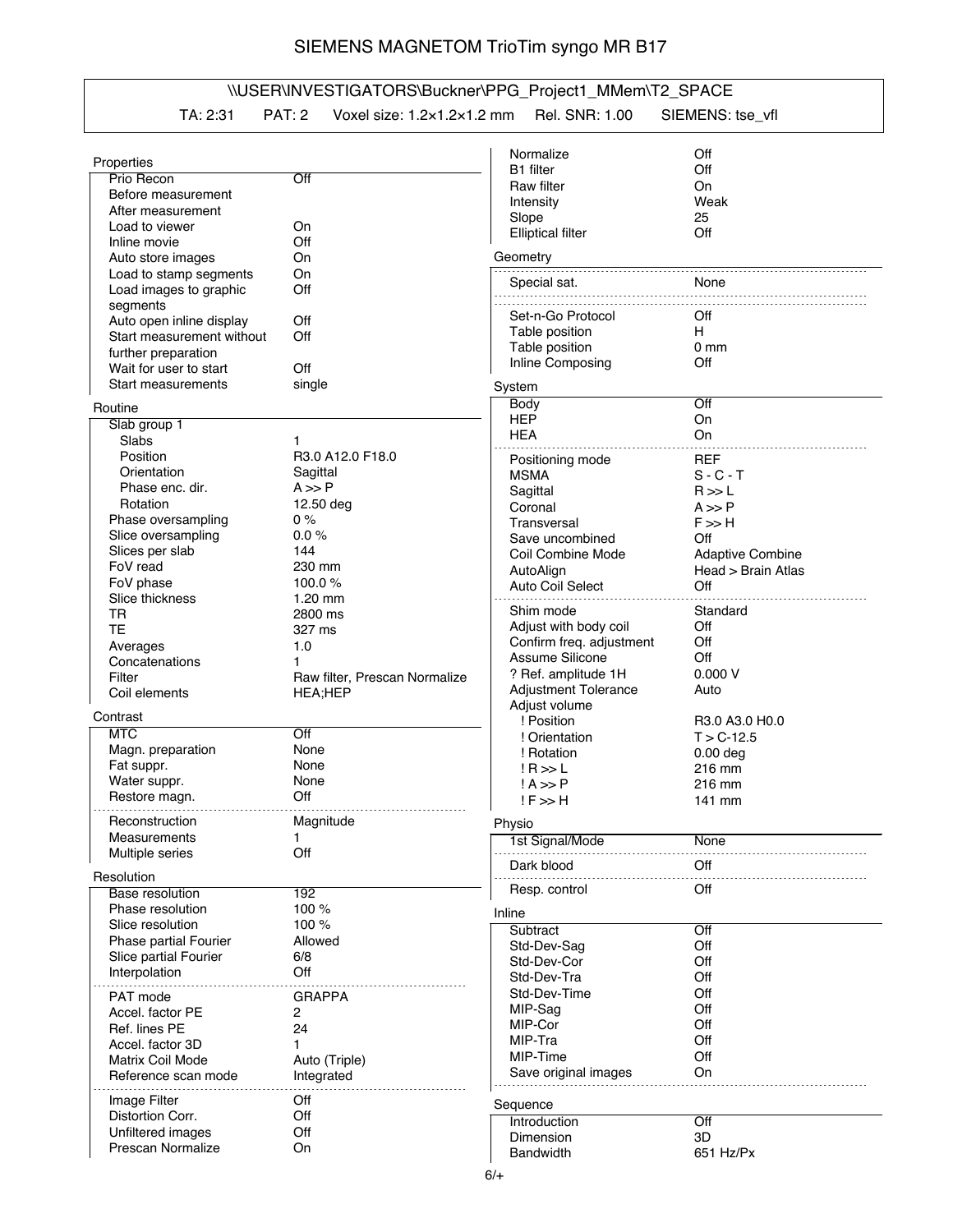# SIEMENS MAGNETOM TrioTim syngo MR B17

\\USER\INVESTIGATORS\Buckner\PPG_Project1_MMem\T2_SPACE

TA: 2:31 PAT: 2 Voxel size: 1.2×1.2×1.2 mm Rel. SNR: 1.00 SIEMENS: tse_vfl

## Properties

| | |
|---|---|
| Prio Recon | Off |
| Before measurement | |
| After measurement | |
| Load to viewer | On |
| Inline movie | Off |
| Auto store images | On |
| Load to stamp segments | On |
| Load images to graphic segments | Off |
| Auto open inline display | Off |
| Start measurement without further preparation | Off |
| Wait for user to start | Off |
| Start measurements | single |

## Routine

| | |
|---|---|
| Slab group 1 | |
| Slabs | 1 |
| Position | R3.0 A12.0 F18.0 |
| Orientation | Sagittal |
| Phase enc. dir. | A >> P |
| Rotation | 12.50 deg |
| Phase oversampling | 0 % |
| Slice oversampling | 0.0 % |
| Slices per slab | 144 |
| FoV read | 230 mm |
| FoV phase | 100.0 % |
| Slice thickness | 1.20 mm |
| TR | 2800 ms |
| TE | 327 ms |
| Averages | 1.0 |
| Concatenations | 1 |
| Filter | Raw filter, Prescan Normalize |
| Coil elements | HEA;HEP |

## Contrast

| | |
|---|---|
| MTC | Off |
| Magn. preparation | None |
| Fat suppr. | None |
| Water suppr. | None |
| Restore magn. | Off |
| Reconstruction | Magnitude |
| Measurements | 1 |
| Multiple series | Off |

## Resolution

| | |
|---|---|
| Base resolution | 192 |
| Phase resolution | 100 % |
| Slice resolution | 100 % |
| Phase partial Fourier | Allowed |
| Slice partial Fourier | 6/8 |
| Interpolation | Off |
| PAT mode | GRAPPA |
| Accel. factor PE | 2 |
| Ref. lines PE | 24 |
| Accel. factor 3D | 1 |
| Matrix Coil Mode | Auto (Triple) |
| Reference scan mode | Integrated |
| Image Filter | Off |
| Distortion Corr. | Off |
| Unfiltered images | Off |
| Prescan Normalize | On |
| Normalize | Off |
| B1 filter | Off |
| Raw filter | On |
| Intensity | Weak |
| Slope | 25 |
| Elliptical filter | Off |

## Geometry

| | |
|---|---|
| Special sat. | None |
| Set-n-Go Protocol | Off |
| Table position | H |
| Table position | 0 mm |
| Inline Composing | Off |

## System

| | |
|---|---|
| Body | Off |
| HEP | On |
| HEA | On |
| Positioning mode | REF |
| MSMA | S - C - T |
| Sagittal | R >> L |
| Coronal | A >> P |
| Transversal | F >> H |
| Save uncombined | Off |
| Coil Combine Mode | Adaptive Combine |
| AutoAlign | Head > Brain Atlas |
| Auto Coil Select | Off |
| Shim mode | Standard |
| Adjust with body coil | Off |
| Confirm freq. adjustment | Off |
| Assume Silicone | Off |
| ? Ref. amplitude 1H | 0.000 V |
| Adjustment Tolerance | Auto |
| Adjust volume | |
| ! Position | R3.0 A3.0 H0.0 |
| ! Orientation | T > C-12.5 |
| ! Rotation | 0.00 deg |
| ! R >> L | 216 mm |
| ! A >> P | 216 mm |
| ! F >> H | 141 mm |

## Physio

| | |
|---|---|
| 1st Signal/Mode | None |
| Dark blood | Off |
| Resp. control | Off |

## Inline

| | |
|---|---|
| Subtract | Off |
| Std-Dev-Sag | Off |
| Std-Dev-Cor | Off |
| Std-Dev-Tra | Off |
| Std-Dev-Time | Off |
| MIP-Sag | Off |
| MIP-Cor | Off |
| MIP-Tra | Off |
| MIP-Time | Off |
| Save original images | On |

## Sequence

| | |
|---|---|
| Introduction | Off |
| Dimension | 3D |
| Bandwidth | 651 Hz/Px |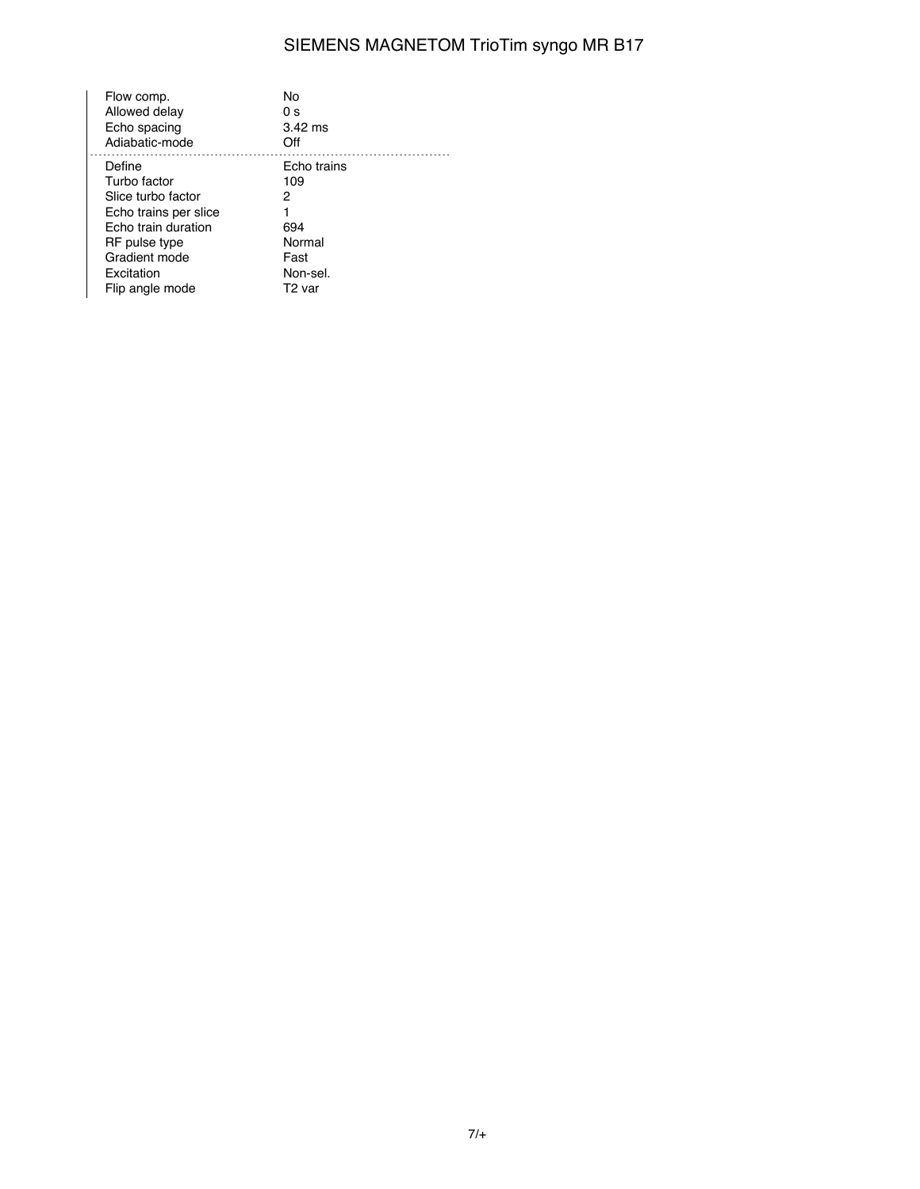# SIEMENS MAGNETOM TrioTim syngo MR B17

| | |
|---|---|
| Flow comp. | No |
| Allowed delay | 0 s |
| Echo spacing | 3.42 ms |
| Adiabatic-mode | Off |
| Define | Echo trains |
| Turbo factor | 109 |
| Slice turbo factor | 2 |
| Echo trains per slice | 1 |
| Echo train duration | 694 |
| RF pulse type | Normal |
| Gradient mode | Fast |
| Excitation | Non-sel. |
| Flip angle mode | T2 var |